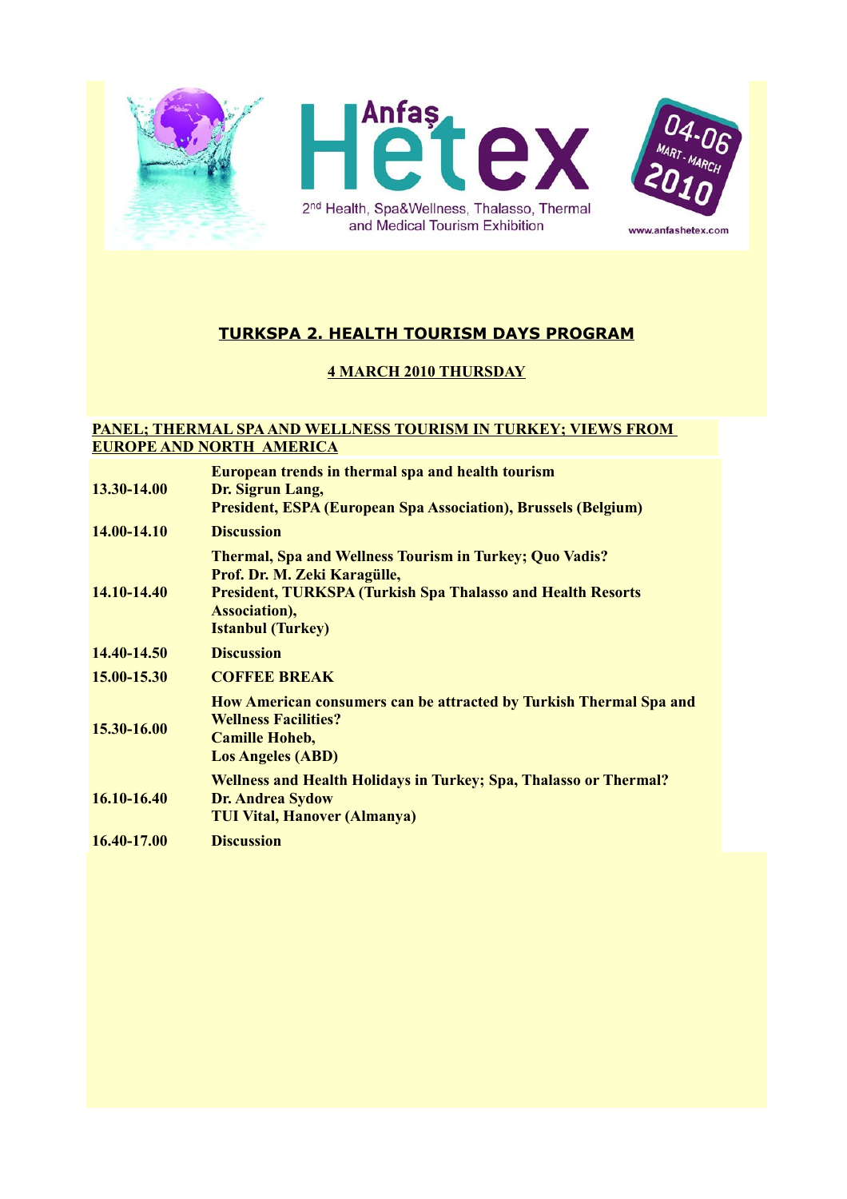Anfaş Hetex

2nd Health, Spa&Wellness, Thalasso, Thermal and Medical Tourism Exhibition

04-06 MART - MARCH 2010

www.anfashetex.com

## TURKSPA 2. HEALTH TOURISM DAYS PROGRAM

### 4 MARCH 2010 THURSDAY

**PANEL; THERMAL SPA AND WELLNESS TOURISM IN TURKEY; VIEWS FROM EUROPE AND NORTH AMERICA**

| | |
|---|---|
| **13.30-14.00** | **European trends in thermal spa and health tourism**<br>**Dr. Sigrun Lang,**<br>**President, ESPA (European Spa Association), Brussels (Belgium)** |
| **14.00-14.10** | **Discussion** |
| **14.10-14.40** | **Thermal, Spa and Wellness Tourism in Turkey; Quo Vadis?**<br>**Prof. Dr. M. Zeki Karagülle,**<br>**President, TURKSPA (Turkish Spa Thalasso and Health Resorts Association),**<br>**Istanbul (Turkey)** |
| **14.40-14.50** | **Discussion** |
| **15.00-15.30** | **COFFEE BREAK** |
| **15.30-16.00** | **How American consumers can be attracted by Turkish Thermal Spa and Wellness Facilities?**<br>**Camille Hoheb,**<br>**Los Angeles (ABD)** |
| **16.10-16.40** | **Wellness and Health Holidays in Turkey; Spa, Thalasso or Thermal?**<br>**Dr. Andrea Sydow**<br>**TUI Vital, Hanover (Almanya)** |
| **16.40-17.00** | **Discussion** |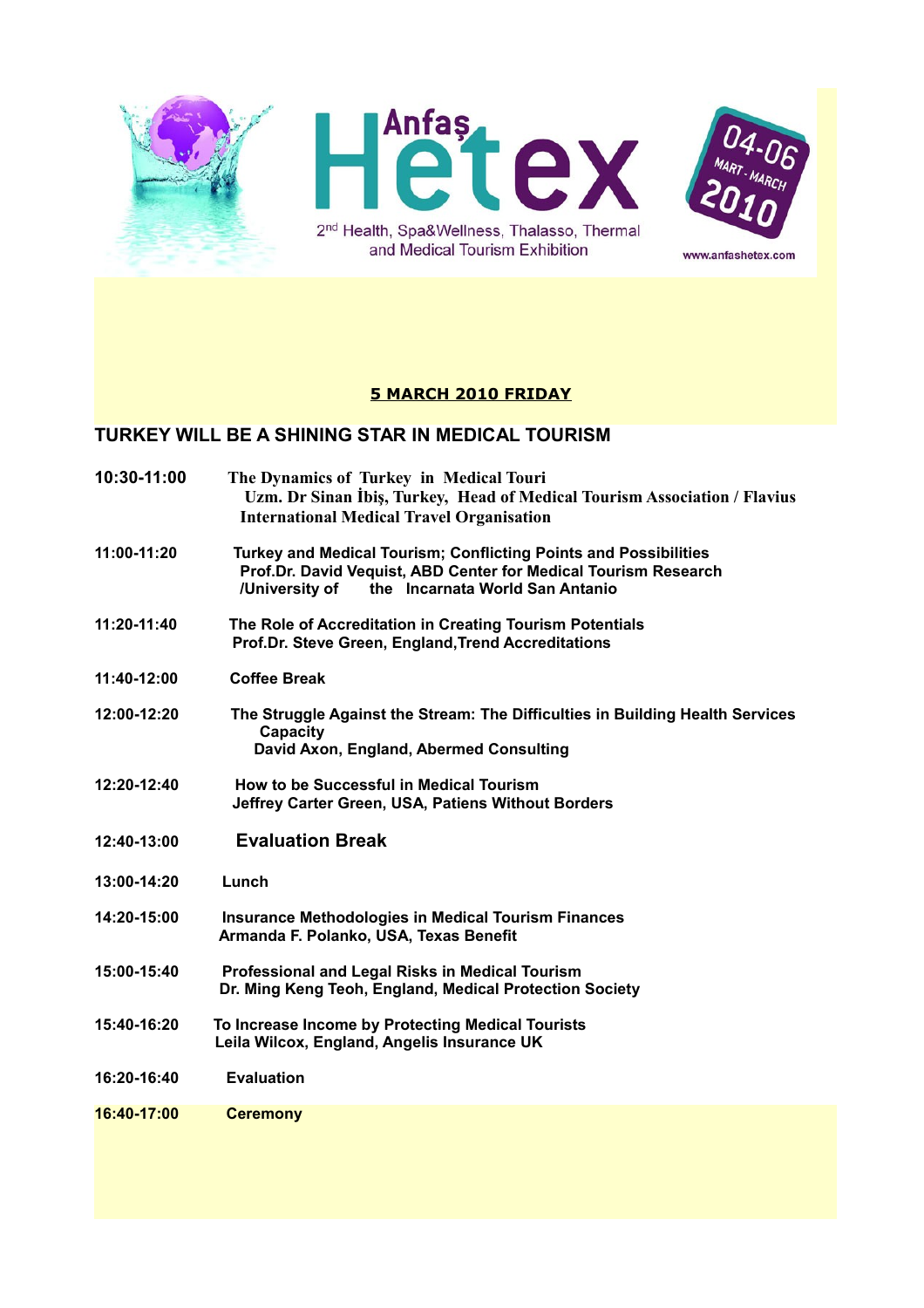Anfaş **Hetex**

2nd Health, Spa&Wellness, Thalasso, Thermal and Medical Tourism Exhibition

04-06 MART - MARCH 2010

www.anfashetex.com

**5 MARCH 2010 FRIDAY**

## TURKEY WILL BE A SHINING STAR IN MEDICAL TOURISM

**10:30-11:00** **The Dynamics of Turkey in Medical Touri**
**Uzm. Dr Sinan İbiş, Turkey, Head of Medical Tourism Association / Flavius International Medical Travel Organisation**

**11:00-11:20** **Turkey and Medical Tourism; Conflicting Points and Possibilities**
**Prof.Dr. David Vequist, ABD Center for Medical Tourism Research /University of the Incarnata World San Antanio**

**11:20-11:40** **The Role of Accreditation in Creating Tourism Potentials**
**Prof.Dr. Steve Green, England,Trend Accreditations**

**11:40-12:00** **Coffee Break**

**12:00-12:20** **The Struggle Against the Stream: The Difficulties in Building Health Services Capacity**
**David Axon, England, Abermed Consulting**

**12:20-12:40** **How to be Successful in Medical Tourism**
**Jeffrey Carter Green, USA, Patiens Without Borders**

**12:40-13:00** **Evaluation Break**

**13:00-14:20** **Lunch**

**14:20-15:00** **Insurance Methodologies in Medical Tourism Finances**
**Armanda F. Polanko, USA, Texas Benefit**

**15:00-15:40** **Professional and Legal Risks in Medical Tourism**
**Dr. Ming Keng Teoh, England, Medical Protection Society**

**15:40-16:20** **To Increase Income by Protecting Medical Tourists**
**Leila Wilcox, England, Angelis Insurance UK**

**16:20-16:40** **Evaluation**

**16:40-17:00** **Ceremony**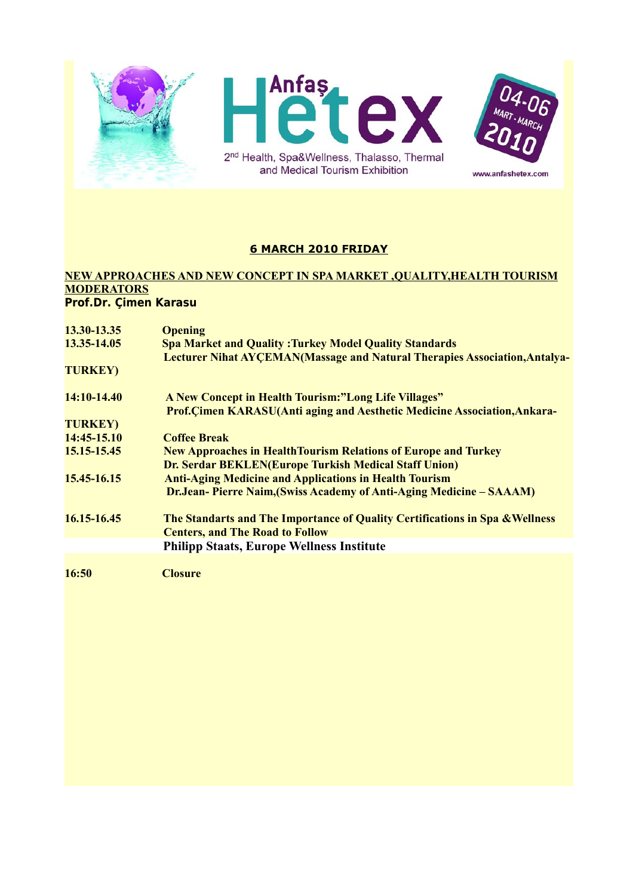Anfaş Hetex

2nd Health, Spa&Wellness, Thalasso, Thermal and Medical Tourism Exhibition

04-06 MART - MARCH 2010

www.anfashetex.com

## 6 MARCH 2010 FRIDAY

**NEW APPROACHES AND NEW CONCEPT IN SPA MARKET ,QUALITY,HEALTH TOURISM**

**MODERATORS**

**Prof.Dr. Çimen Karasu**

| | |
|---|---|
| **13.30-13.35** | **Opening** |
| **13.35-14.05** | **Spa Market and Quality :Turkey Model Quality Standards**<br>**Lecturer Nihat AYÇEMAN(Massage and Natural Therapies Association,Antalya-TURKEY)** |
| **14:10-14.40** | **A New Concept in Health Tourism:"Long Life Villages"**<br>**Prof.Çimen KARASU(Anti aging and Aesthetic Medicine Association,Ankara-TURKEY)** |
| **14:45-15.10** | **Coffee Break** |
| **15.15-15.45** | **New Approaches in HealthTourism Relations of Europe and Turkey**<br>**Dr. Serdar BEKLEN(Europe Turkish Medical Staff Union)** |
| **15.45-16.15** | **Anti-Aging Medicine and Applications in Health Tourism**<br>**Dr.Jean- Pierre Naim,(Swiss Academy of Anti-Aging Medicine – SAAAM)** |
| **16.15-16.45** | **The Standarts and The Importance of Quality Certifications in Spa &Wellness Centers, and The Road to Follow**<br>**Philipp Staats, Europe Wellness Institute** |
| **16:50** | **Closure** |